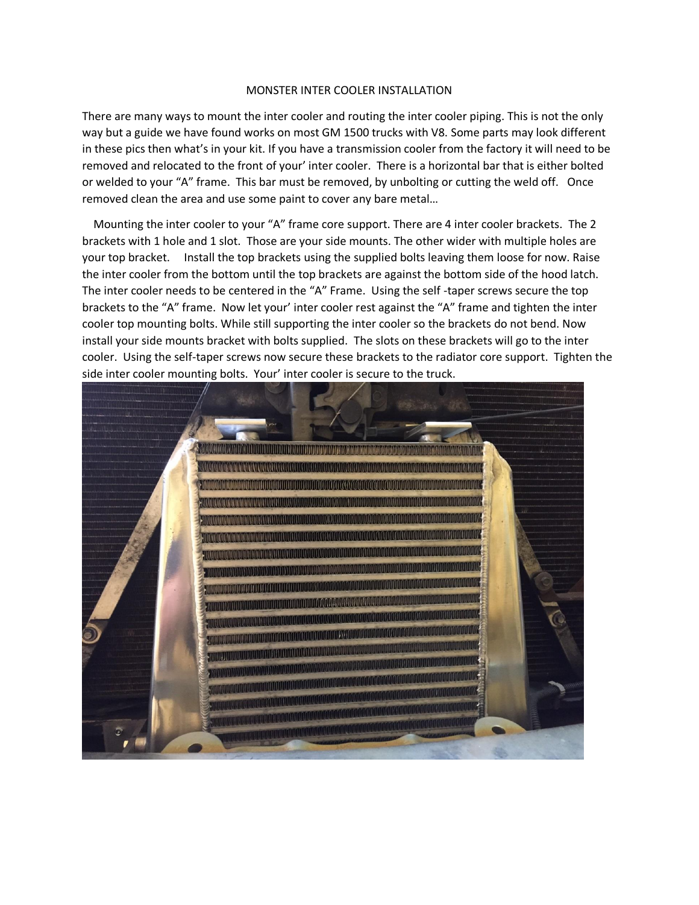# MONSTER INTER COOLER INSTALLATION

There are many ways to mount the inter cooler and routing the inter cooler piping. This is not the only way but a guide we have found works on most GM 1500 trucks with V8. Some parts may look different in these pics then what's in your kit. If you have a transmission cooler from the factory it will need to be removed and relocated to the front of your' inter cooler. There is a horizontal bar that is either bolted or welded to your "A" frame. This bar must be removed, by unbolting or cutting the weld off. Once removed clean the area and use some paint to cover any bare metal…

Mounting the inter cooler to your "A" frame core support. There are 4 inter cooler brackets. The 2 brackets with 1 hole and 1 slot. Those are your side mounts. The other wider with multiple holes are your top bracket. Install the top brackets using the supplied bolts leaving them loose for now. Raise the inter cooler from the bottom until the top brackets are against the bottom side of the hood latch. The inter cooler needs to be centered in the "A" Frame. Using the self -taper screws secure the top brackets to the "A" frame. Now let your' inter cooler rest against the "A" frame and tighten the inter cooler top mounting bolts. While still supporting the inter cooler so the brackets do not bend. Now install your side mounts bracket with bolts supplied. The slots on these brackets will go to the inter cooler. Using the self-taper screws now secure these brackets to the radiator core support. Tighten the side inter cooler mounting bolts. Your' inter cooler is secure to the truck.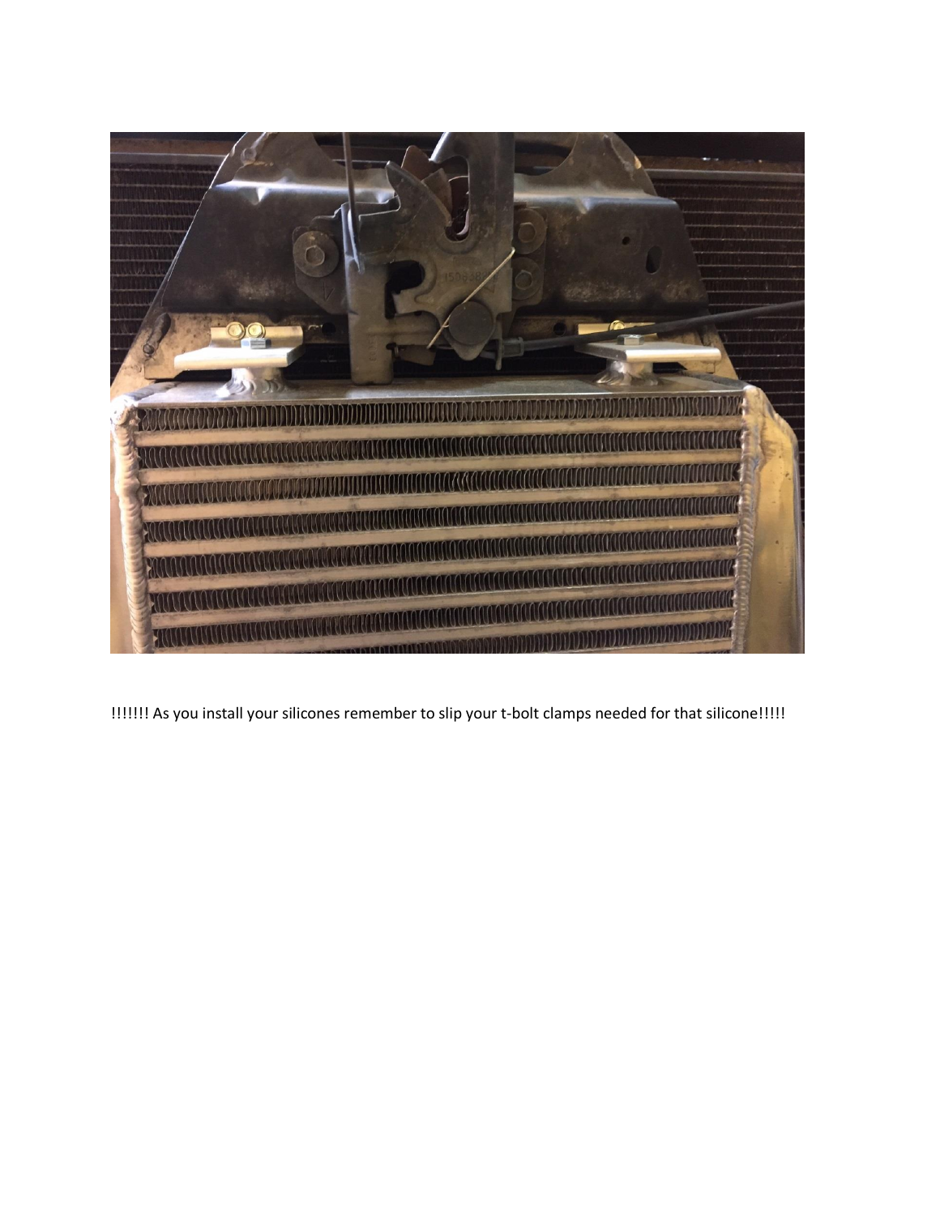!!!!!!! As you install your silicones remember to slip your t-bolt clamps needed for that silicone!!!!!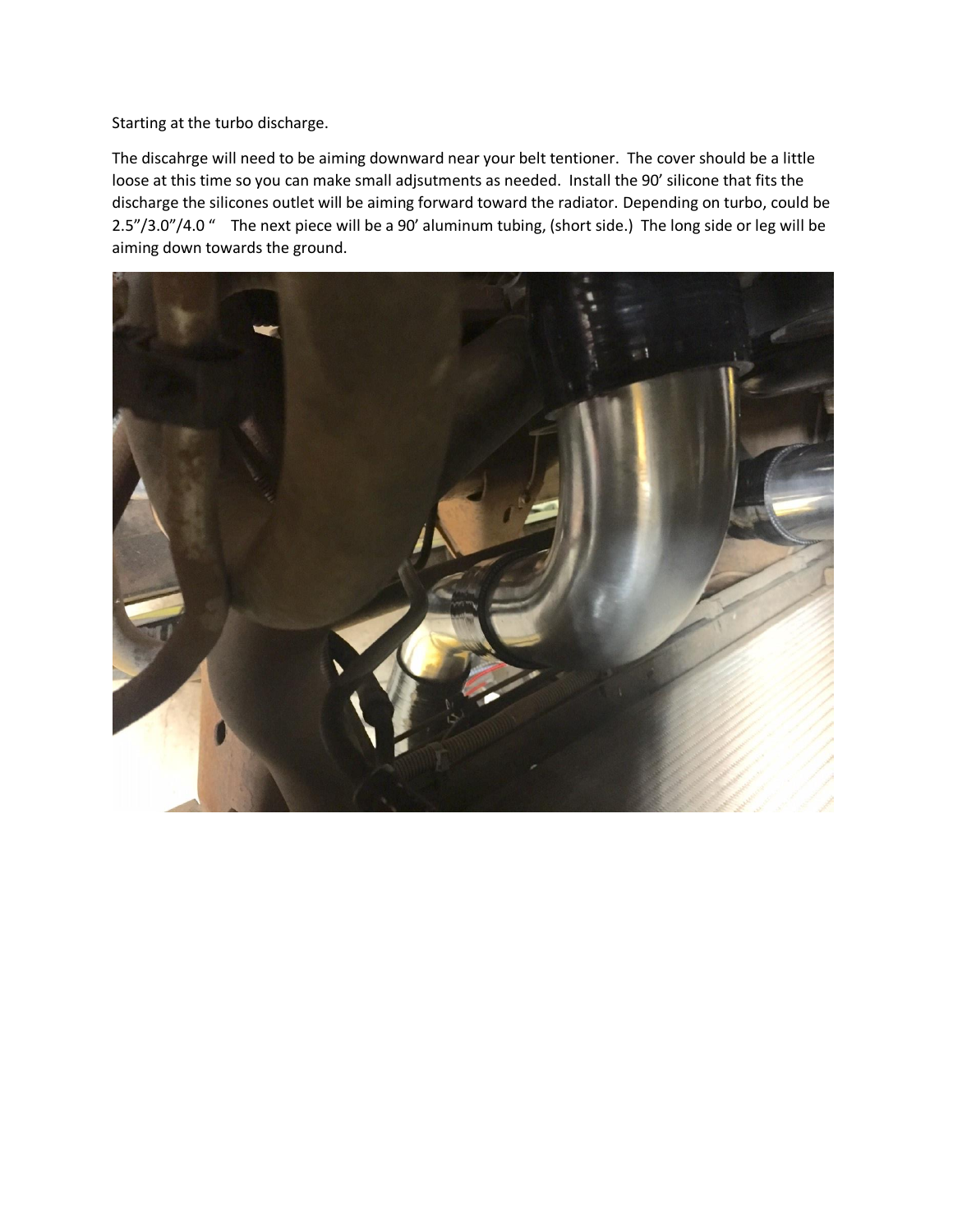Starting at the turbo discharge.

The discahrge will need to be aiming downward near your belt tentioner. The cover should be a little loose at this time so you can make small adjsutments as needed. Install the 90' silicone that fits the discharge the silicones outlet will be aiming forward toward the radiator. Depending on turbo, could be 2.5"/3.0"/4.0 " The next piece will be a 90' aluminum tubing, (short side.) The long side or leg will be aiming down towards the ground.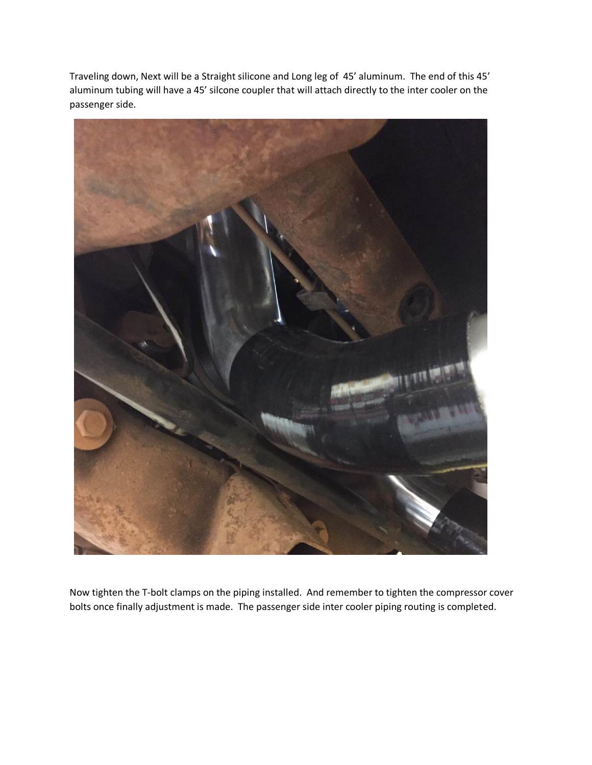Traveling down, Next will be a Straight silicone and Long leg of 45' aluminum. The end of this 45' aluminum tubing will have a 45' silcone coupler that will attach directly to the inter cooler on the passenger side.

Now tighten the T-bolt clamps on the piping installed. And remember to tighten the compressor cover bolts once finally adjustment is made. The passenger side inter cooler piping routing is completed.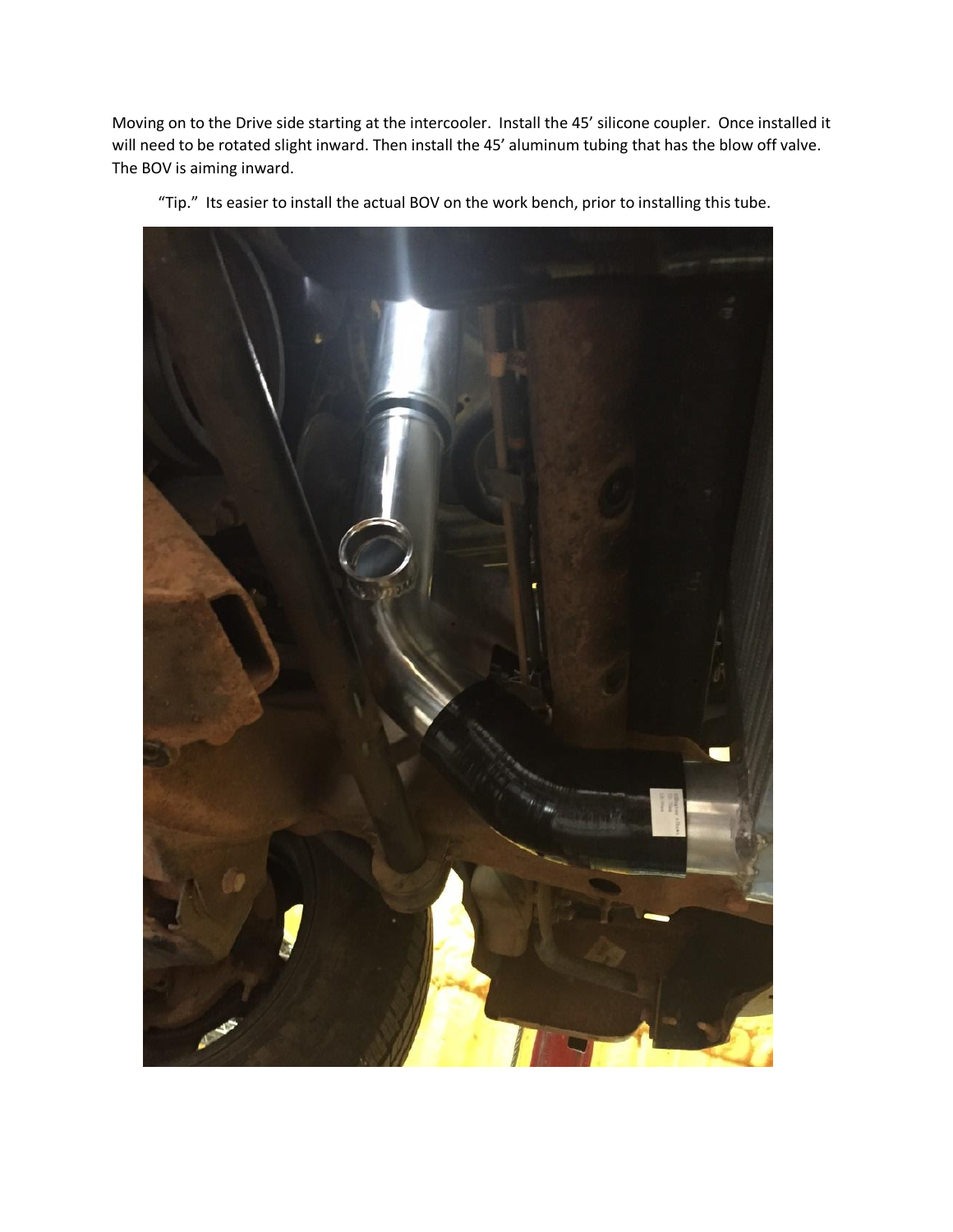Moving on to the Drive side starting at the intercooler. Install the 45' silicone coupler. Once installed it will need to be rotated slight inward. Then install the 45' aluminum tubing that has the blow off valve. The BOV is aiming inward.

"Tip." Its easier to install the actual BOV on the work bench, prior to installing this tube.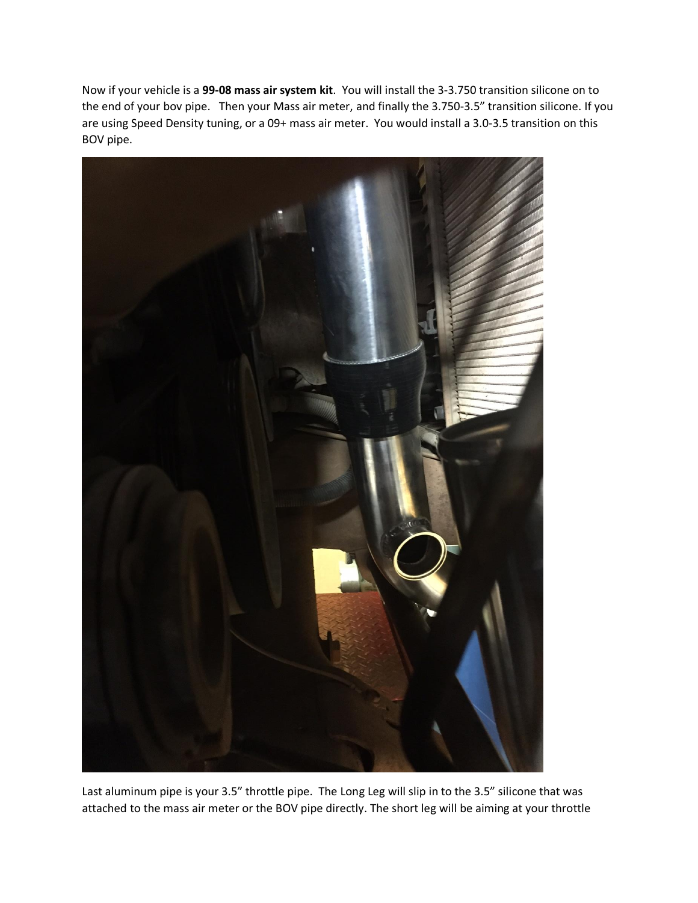Now if your vehicle is a **99-08 mass air system kit**. You will install the 3-3.750 transition silicone on to the end of your bov pipe. Then your Mass air meter, and finally the 3.750-3.5" transition silicone. If you are using Speed Density tuning, or a 09+ mass air meter. You would install a 3.0-3.5 transition on this BOV pipe.

Last aluminum pipe is your 3.5" throttle pipe. The Long Leg will slip in to the 3.5" silicone that was attached to the mass air meter or the BOV pipe directly. The short leg will be aiming at your throttle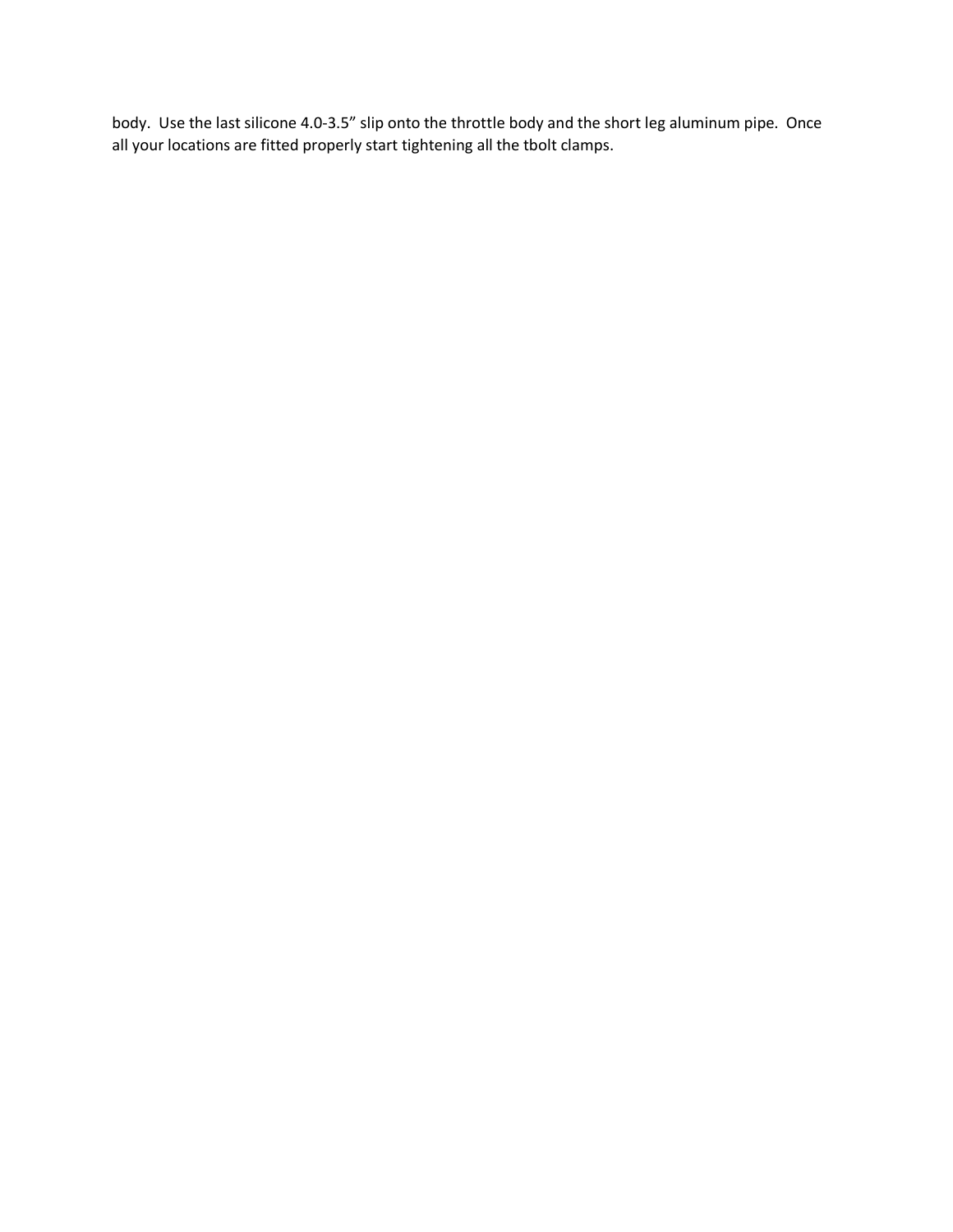body. Use the last silicone 4.0-3.5" slip onto the throttle body and the short leg aluminum pipe. Once all your locations are fitted properly start tightening all the tbolt clamps.